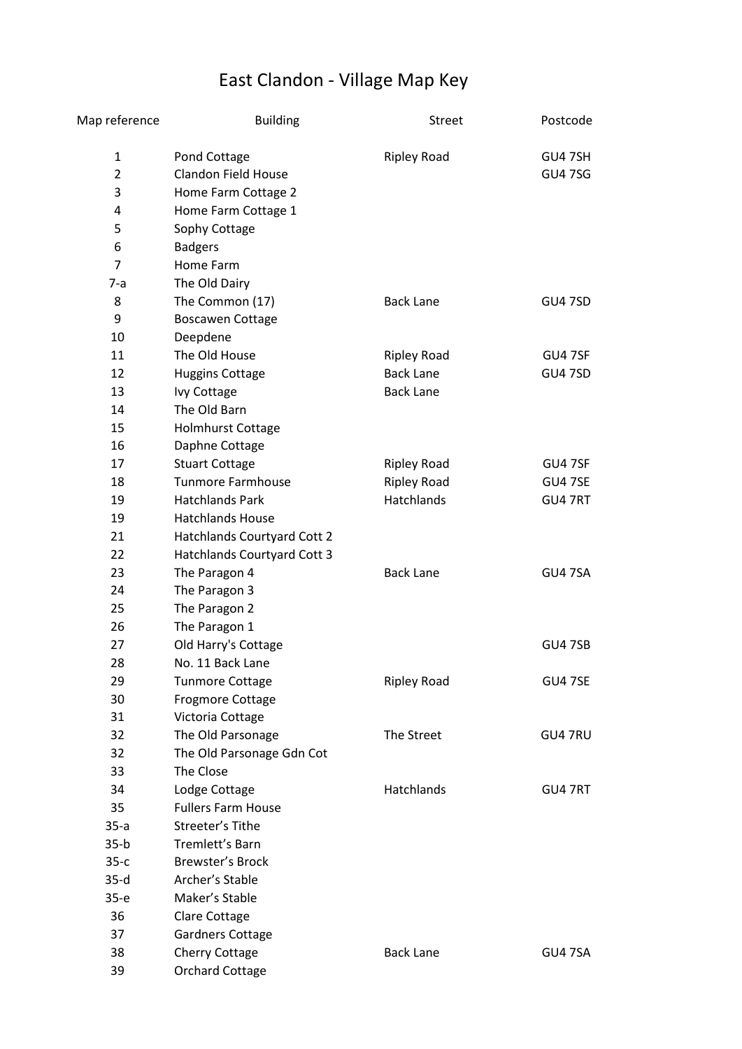# East Clandon - Village Map Key

| Map reference | Building | Street | Postcode |
|---|---|---|---|
| 1 | Pond Cottage | Ripley Road | GU4 7SH |
| 2 | Clandon Field House | | GU4 7SG |
| 3 | Home Farm Cottage 2 | | |
| 4 | Home Farm Cottage 1 | | |
| 5 | Sophy Cottage | | |
| 6 | Badgers | | |
| 7 | Home Farm | | |
| 7-a | The Old Dairy | | |
| 8 | The Common (17) | Back Lane | GU4 7SD |
| 9 | Boscawen Cottage | | |
| 10 | Deepdene | | |
| 11 | The Old House | Ripley Road | GU4 7SF |
| 12 | Huggins Cottage | Back Lane | GU4 7SD |
| 13 | Ivy Cottage | Back Lane | |
| 14 | The Old Barn | | |
| 15 | Holmhurst Cottage | | |
| 16 | Daphne Cottage | | |
| 17 | Stuart Cottage | Ripley Road | GU4 7SF |
| 18 | Tunmore Farmhouse | Ripley Road | GU4 7SE |
| 19 | Hatchlands Park | Hatchlands | GU4 7RT |
| 19 | Hatchlands House | | |
| 21 | Hatchlands Courtyard Cott 2 | | |
| 22 | Hatchlands Courtyard Cott 3 | | |
| 23 | The Paragon 4 | Back Lane | GU4 7SA |
| 24 | The Paragon 3 | | |
| 25 | The Paragon 2 | | |
| 26 | The Paragon 1 | | |
| 27 | Old Harry's Cottage | | GU4 7SB |
| 28 | No. 11 Back Lane | | |
| 29 | Tunmore Cottage | Ripley Road | GU4 7SE |
| 30 | Frogmore Cottage | | |
| 31 | Victoria Cottage | | |
| 32 | The Old Parsonage | The Street | GU4 7RU |
| 32 | The Old Parsonage Gdn Cot | | |
| 33 | The Close | | |
| 34 | Lodge Cottage | Hatchlands | GU4 7RT |
| 35 | Fullers Farm House | | |
| 35-a | Streeter’s Tithe | | |
| 35-b | Tremlett’s Barn | | |
| 35-c | Brewster’s Brock | | |
| 35-d | Archer’s Stable | | |
| 35-e | Maker’s Stable | | |
| 36 | Clare Cottage | | |
| 37 | Gardners Cottage | | |
| 38 | Cherry Cottage | Back Lane | GU4 7SA |
| 39 | Orchard Cottage | | |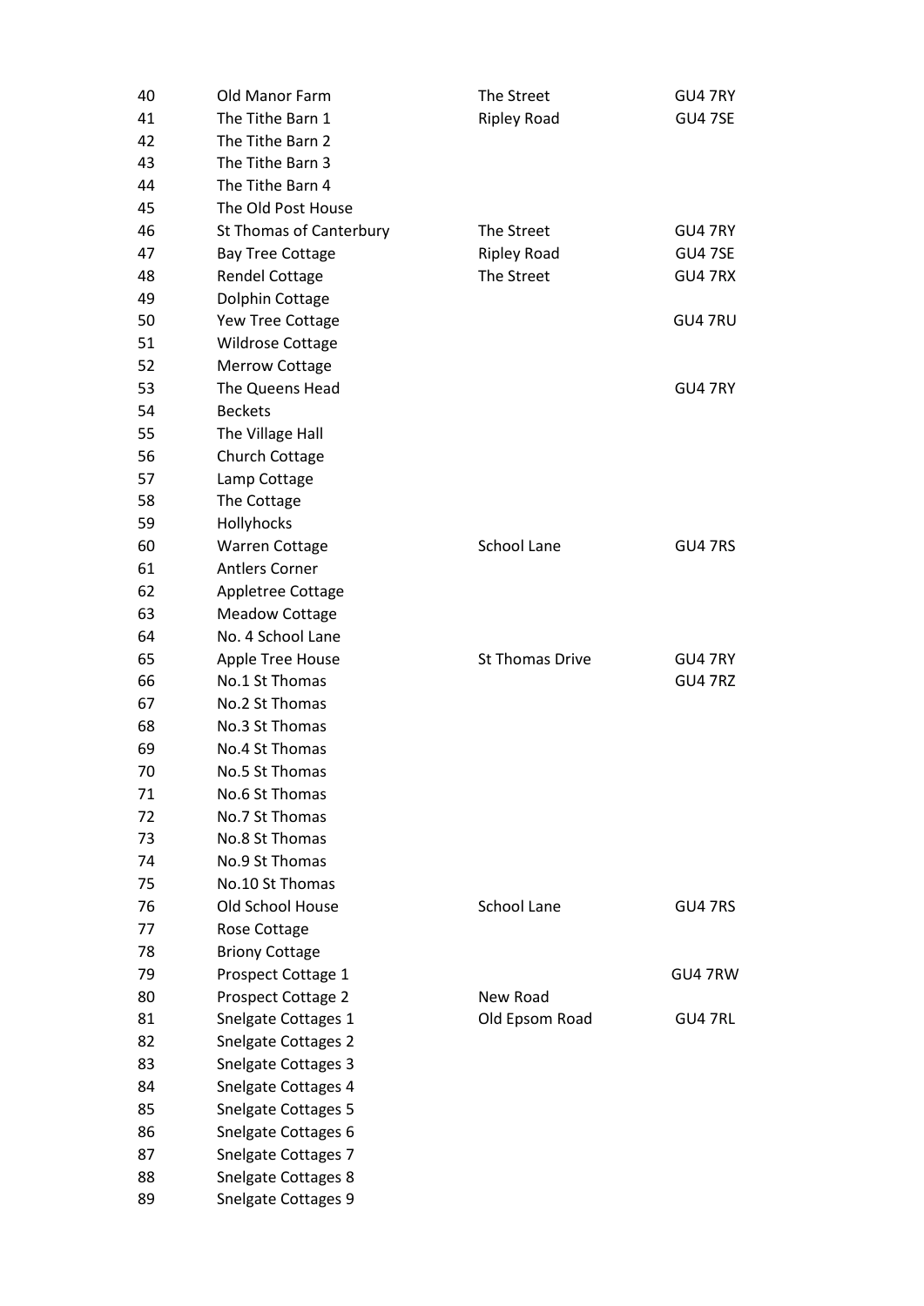| 40 | Old Manor Farm | The Street | GU4 7RY |
|---|---|---|---|
| 41 | The Tithe Barn 1 | Ripley Road | GU4 7SE |
| 42 | The Tithe Barn 2 | | |
| 43 | The Tithe Barn 3 | | |
| 44 | The Tithe Barn 4 | | |
| 45 | The Old Post House | | |
| 46 | St Thomas of Canterbury | The Street | GU4 7RY |
| 47 | Bay Tree Cottage | Ripley Road | GU4 7SE |
| 48 | Rendel Cottage | The Street | GU4 7RX |
| 49 | Dolphin Cottage | | |
| 50 | Yew Tree Cottage | | GU4 7RU |
| 51 | Wildrose Cottage | | |
| 52 | Merrow Cottage | | |
| 53 | The Queens Head | | GU4 7RY |
| 54 | Beckets | | |
| 55 | The Village Hall | | |
| 56 | Church Cottage | | |
| 57 | Lamp Cottage | | |
| 58 | The Cottage | | |
| 59 | Hollyhocks | | |
| 60 | Warren Cottage | School Lane | GU4 7RS |
| 61 | Antlers Corner | | |
| 62 | Appletree Cottage | | |
| 63 | Meadow Cottage | | |
| 64 | No. 4 School Lane | | |
| 65 | Apple Tree House | St Thomas Drive | GU4 7RY |
| 66 | No.1 St Thomas | | GU4 7RZ |
| 67 | No.2 St Thomas | | |
| 68 | No.3 St Thomas | | |
| 69 | No.4 St Thomas | | |
| 70 | No.5 St Thomas | | |
| 71 | No.6 St Thomas | | |
| 72 | No.7 St Thomas | | |
| 73 | No.8 St Thomas | | |
| 74 | No.9 St Thomas | | |
| 75 | No.10 St Thomas | | |
| 76 | Old School House | School Lane | GU4 7RS |
| 77 | Rose Cottage | | |
| 78 | Briony Cottage | | |
| 79 | Prospect Cottage 1 | | GU4 7RW |
| 80 | Prospect Cottage 2 | New Road | |
| 81 | Snelgate Cottages 1 | Old Epsom Road | GU4 7RL |
| 82 | Snelgate Cottages 2 | | |
| 83 | Snelgate Cottages 3 | | |
| 84 | Snelgate Cottages 4 | | |
| 85 | Snelgate Cottages 5 | | |
| 86 | Snelgate Cottages 6 | | |
| 87 | Snelgate Cottages 7 | | |
| 88 | Snelgate Cottages 8 | | |
| 89 | Snelgate Cottages 9 | | |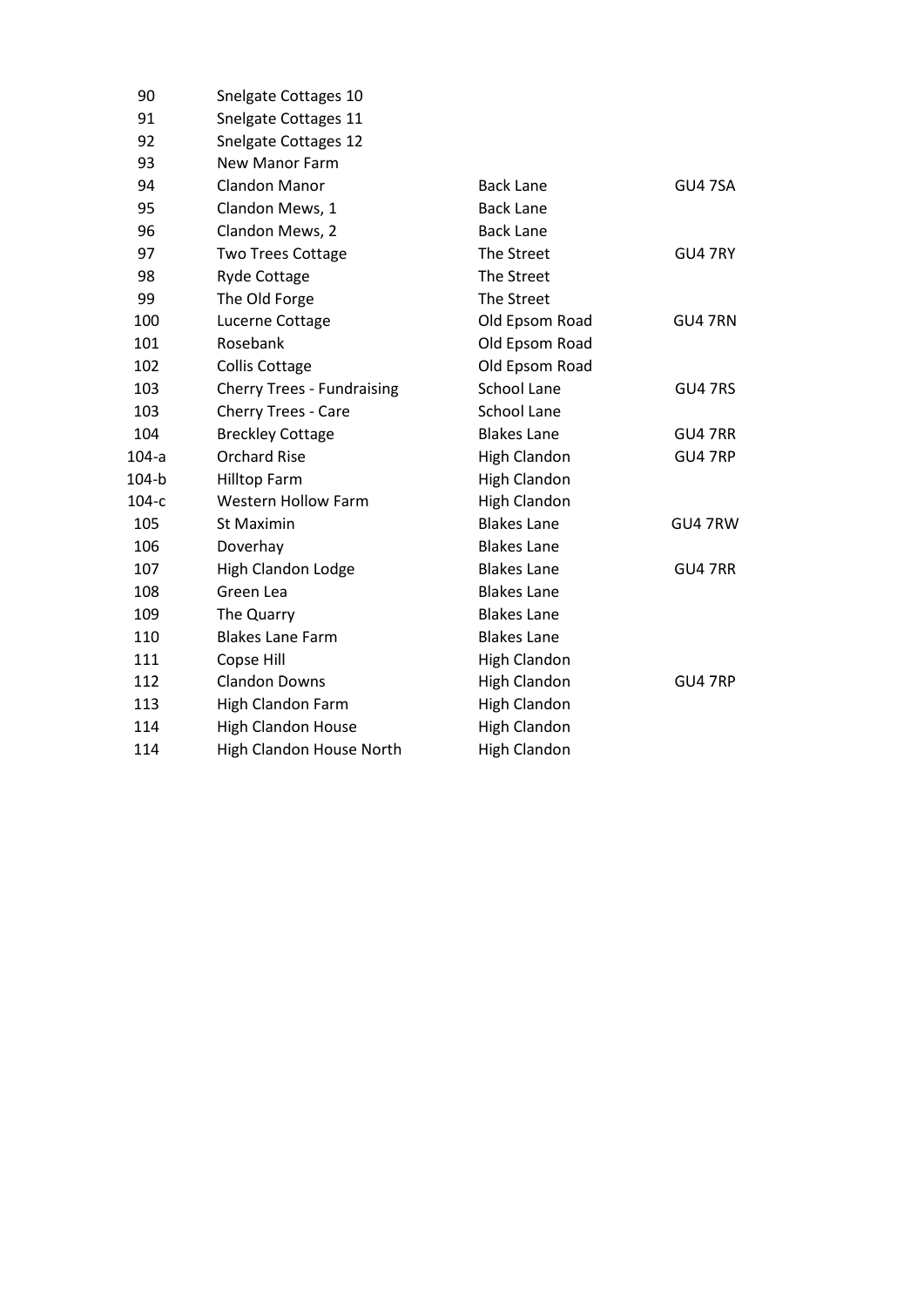| | | | |
|---|---|---|---|
| 90 | Snelgate Cottages 10 | | |
| 91 | Snelgate Cottages 11 | | |
| 92 | Snelgate Cottages 12 | | |
| 93 | New Manor Farm | | |
| 94 | Clandon Manor | Back Lane | GU4 7SA |
| 95 | Clandon Mews, 1 | Back Lane | |
| 96 | Clandon Mews, 2 | Back Lane | |
| 97 | Two Trees Cottage | The Street | GU4 7RY |
| 98 | Ryde Cottage | The Street | |
| 99 | The Old Forge | The Street | |
| 100 | Lucerne Cottage | Old Epsom Road | GU4 7RN |
| 101 | Rosebank | Old Epsom Road | |
| 102 | Collis Cottage | Old Epsom Road | |
| 103 | Cherry Trees - Fundraising | School Lane | GU4 7RS |
| 103 | Cherry Trees - Care | School Lane | |
| 104 | Breckley Cottage | Blakes Lane | GU4 7RR |
| 104-a | Orchard Rise | High Clandon | GU4 7RP |
| 104-b | Hilltop Farm | High Clandon | |
| 104-c | Western Hollow Farm | High Clandon | |
| 105 | St Maximin | Blakes Lane | GU4 7RW |
| 106 | Doverhay | Blakes Lane | |
| 107 | High Clandon Lodge | Blakes Lane | GU4 7RR |
| 108 | Green Lea | Blakes Lane | |
| 109 | The Quarry | Blakes Lane | |
| 110 | Blakes Lane Farm | Blakes Lane | |
| 111 | Copse Hill | High Clandon | |
| 112 | Clandon Downs | High Clandon | GU4 7RP |
| 113 | High Clandon Farm | High Clandon | |
| 114 | High Clandon House | High Clandon | |
| 114 | High Clandon House North | High Clandon | |